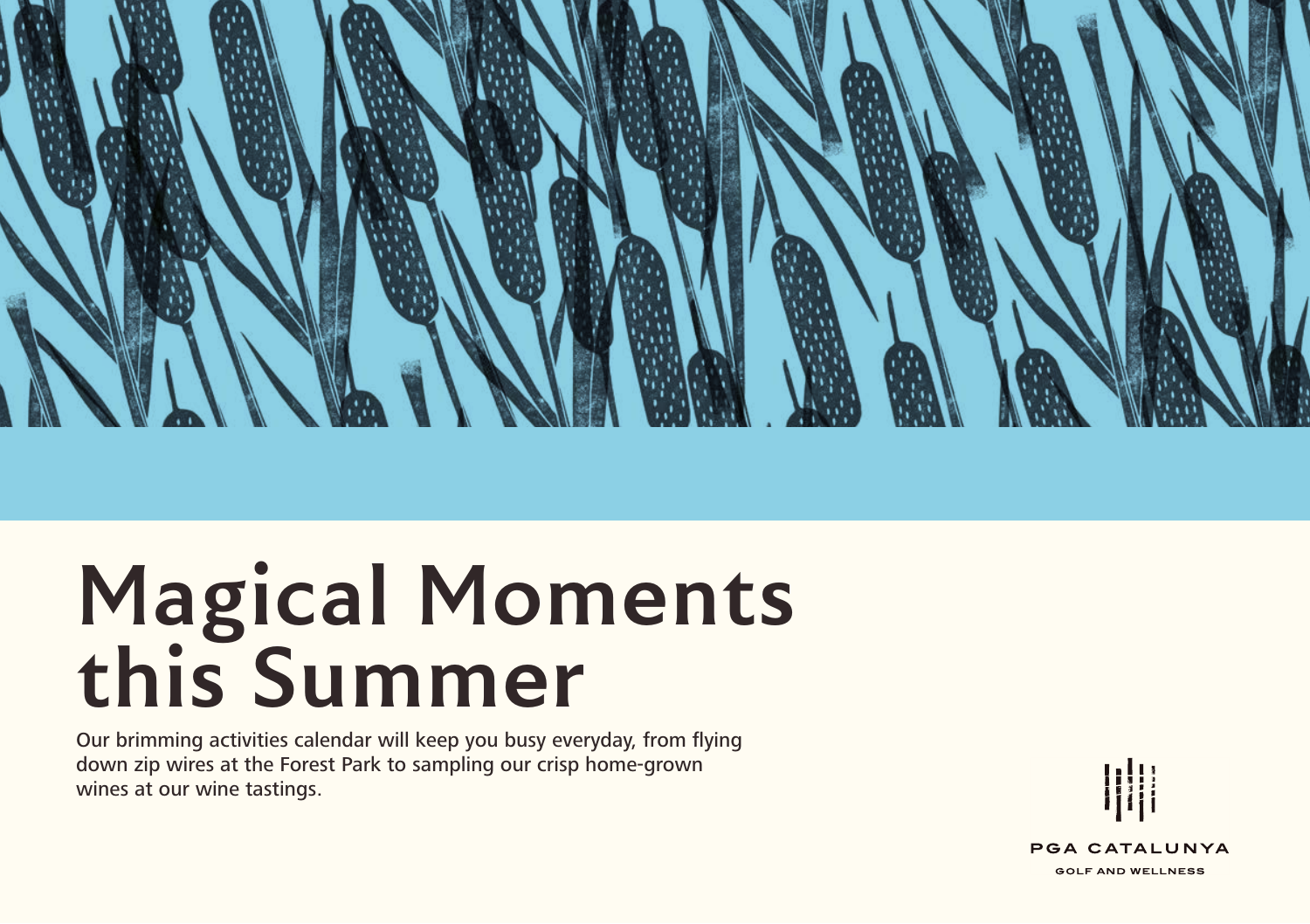# Magical Moments this Summer

Our brimming activities calendar will keep you busy everyday, from flying down zip wires at the Forest Park to sampling our crisp home-grown wines at our wine tastings.

PGA CATALUNYA

GOLF AND WELLNESS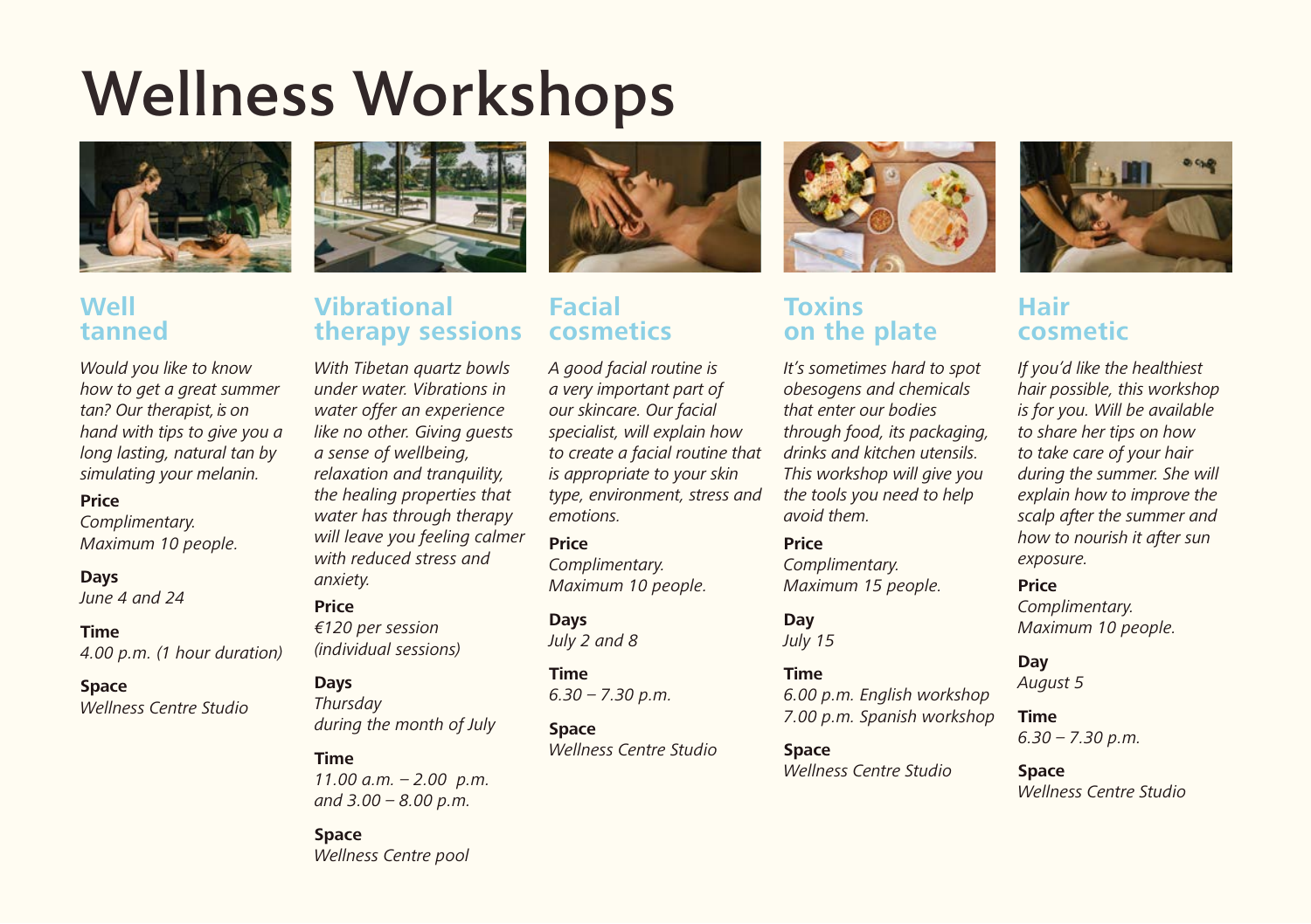# Wellness Workshops

## Well tanned

*Would you like to know how to get a great summer tan? Our therapist, is on hand with tips to give you a long lasting, natural tan by simulating your melanin.*

**Price**
*Complimentary.*
*Maximum 10 people.*

**Days**
*June 4 and 24*

**Time**
*4.00 p.m. (1 hour duration)*

**Space**
*Wellness Centre Studio*

## Vibrational therapy sessions

*With Tibetan quartz bowls under water. Vibrations in water offer an experience like no other. Giving guests a sense of wellbeing, relaxation and tranquility, the healing properties that water has through therapy will leave you feeling calmer with reduced stress and anxiety.*

**Price**
*€120 per session (individual sessions)*

**Days**
*Thursday during the month of July*

**Time**
*11.00 a.m. – 2.00 p.m. and 3.00 – 8.00 p.m.*

**Space**
*Wellness Centre pool*

## Facial cosmetics

*A good facial routine is a very important part of our skincare. Our facial specialist, will explain how to create a facial routine that is appropriate to your skin type, environment, stress and emotions.*

**Price**
*Complimentary.*
*Maximum 10 people.*

**Days**
*July 2 and 8*

**Time**
*6.30 – 7.30 p.m.*

**Space**
*Wellness Centre Studio*

## Toxins on the plate

*It's sometimes hard to spot obesogens and chemicals that enter our bodies through food, its packaging, drinks and kitchen utensils. This workshop will give you the tools you need to help avoid them.*

**Price**
*Complimentary.*
*Maximum 15 people.*

**Day**
*July 15*

**Time**
*6.00 p.m. English workshop*
*7.00 p.m. Spanish workshop*

**Space**
*Wellness Centre Studio*

## Hair cosmetic

*If you'd like the healthiest hair possible, this workshop is for you. Will be available to share her tips on how to take care of your hair during the summer. She will explain how to improve the scalp after the summer and how to nourish it after sun exposure.*

**Price**
*Complimentary.*
*Maximum 10 people.*

**Day**
*August 5*

**Time**
*6.30 – 7.30 p.m.*

**Space**
*Wellness Centre Studio*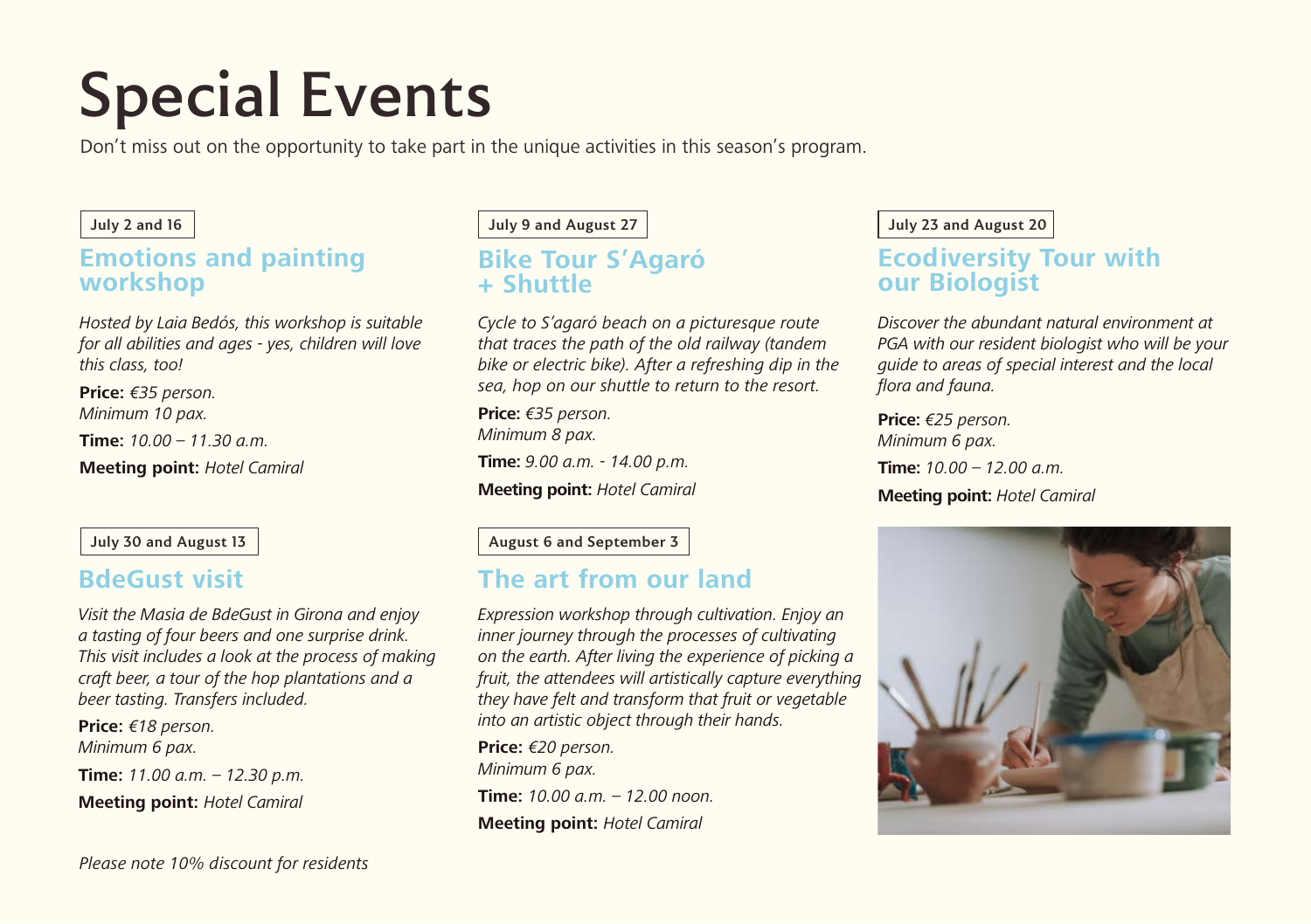# Special Events

Don't miss out on the opportunity to take part in the unique activities in this season's program.

July 2 and 16

## Emotions and painting workshop

*Hosted by Laia Bedós, this workshop is suitable for all abilities and ages - yes, children will love this class, too!*

**Price:** *€35 person.*
*Minimum 10 pax.*

**Time:** *10.00 – 11.30 a.m.*

**Meeting point:** *Hotel Camiral*

July 9 and August 27

## Bike Tour S'Agaró + Shuttle

*Cycle to S'agaró beach on a picturesque route that traces the path of the old railway (tandem bike or electric bike). After a refreshing dip in the sea, hop on our shuttle to return to the resort.*

**Price:** *€35 person.*
*Minimum 8 pax.*

**Time:** *9.00 a.m. - 14.00 p.m.*

**Meeting point:** *Hotel Camiral*

July 23 and August 20

## Ecodiversity Tour with our Biologist

*Discover the abundant natural environment at PGA with our resident biologist who will be your guide to areas of special interest and the local flora and fauna.*

**Price:** *€25 person.*
*Minimum 6 pax.*

**Time:** *10.00 – 12.00 a.m.*

**Meeting point:** *Hotel Camiral*

July 30 and August 13

## BdeGust visit

*Visit the Masia de BdeGust in Girona and enjoy a tasting of four beers and one surprise drink. This visit includes a look at the process of making craft beer, a tour of the hop plantations and a beer tasting. Transfers included.*

**Price:** *€18 person.*
*Minimum 6 pax.*

**Time:** *11.00 a.m. – 12.30 p.m.*

**Meeting point:** *Hotel Camiral*

August 6 and September 3

## The art from our land

*Expression workshop through cultivation. Enjoy an inner journey through the processes of cultivating on the earth. After living the experience of picking a fruit, the attendees will artistically capture everything they have felt and transform that fruit or vegetable into an artistic object through their hands.*

**Price:** *€20 person.*
*Minimum 6 pax.*

**Time:** *10.00 a.m. – 12.00 noon.*

**Meeting point:** *Hotel Camiral*

*Please note 10% discount for residents*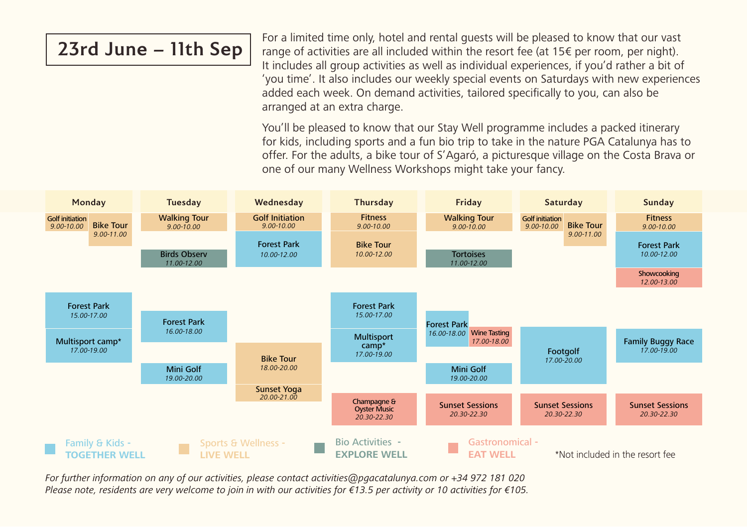# 23rd June – 11th Sep

For a limited time only, hotel and rental guests will be pleased to know that our vast range of activities are all included within the resort fee (at 15€ per room, per night). It includes all group activities as well as individual experiences, if you'd rather a bit of 'you time'. It also includes our weekly special events on Saturdays with new experiences added each week. On demand activities, tailored specifically to you, can also be arranged at an extra charge.

You'll be pleased to know that our Stay Well programme includes a packed itinerary for kids, including sports and a fun bio trip to take in the nature PGA Catalunya has to offer. For the adults, a bike tour of S'Agaró, a picturesque village on the Costa Brava or one of our many Wellness Workshops might take your fancy.

| Monday | Tuesday | Wednesday | Thursday | Friday | Saturday | Sunday |
|---|---|---|---|---|---|---|
| Golf initiation *9.00-10.00*; Bike Tour *9.00-11.00* | Walking Tour *9.00-10.00* | Golf Initiation *9.00-10.00* | Fitness *9.00-10.00* | Walking Tour *9.00-10.00* | Golf initiation *9.00-10.00*; Bike Tour *9.00-11.00* | Fitness *9.00-10.00* |
| | Birds Observ *11.00-12.00* | Forest Park *10.00-12.00* | Bike Tour *10.00-12.00* | Tortoises *11.00-12.00* | | Forest Park *10.00-12.00* |
| | | | | | | Showcooking *12.00-13.00* |
| Forest Park *15.00-17.00* | Forest Park *16.00-18.00* | | Forest Park *15.00-17.00* | Forest Park *16.00-18.00*; Wine Tasting *17.00-18.00* | | |
| Multisport camp* *17.00-19.00* | | Bike Tour *18.00-20.00* | Multisport camp* *17.00-19.00* | | Footgolf *17.00-20.00* | Family Buggy Race *17.00-19.00* |
| | Mini Golf *19.00-20.00* | | | Mini Golf *19.00-20.00* | | |
| | | Sunset Yoga *20.00-21.00* | Champagne & Oyster Music *20.30-22.30* | Sunset Sessions *20.30-22.30* | Sunset Sessions *20.30-22.30* | Sunset Sessions *20.30-22.30* |

- Family & Kids - **TOGETHER WELL**
- Sports & Wellness - **LIVE WELL**
- Bio Activities - **EXPLORE WELL**
- Gastronomical - **EAT WELL**

*Not included in the resort fee

*For further information on any of our activities, please contact activities@pgacatalunya.com or +34 972 181 020*
*Please note, residents are very welcome to join in with our activities for €13.5 per activity or 10 activities for €105.*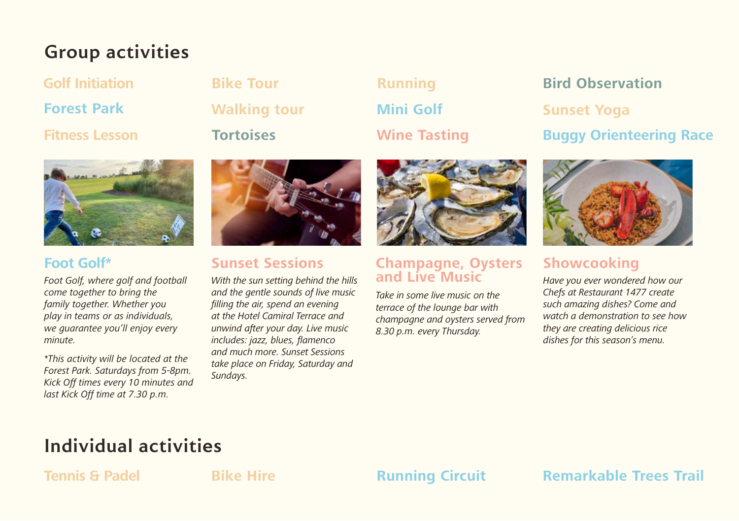## Group activities

- Golf Initiation
- Forest Park
- Fitness Lesson
- Bike Tour
- Walking tour
- Tortoises
- Running
- Mini Golf
- Wine Tasting
- Bird Observation
- Sunset Yoga
- Buggy Orienteering Race

### Foot Golf*

*Foot Golf, where golf and football come together to bring the family together. Whether you play in teams or as individuals, we guarantee you'll enjoy every minute.*

*\*This activity will be located at the Forest Park. Saturdays from 5-8pm. Kick Off times every 10 minutes and last Kick Off time at 7.30 p.m.*

### Sunset Sessions

*With the sun setting behind the hills and the gentle sounds of live music filling the air, spend an evening at the Hotel Camiral Terrace and unwind after your day. Live music includes: jazz, blues, flamenco and much more. Sunset Sessions take place on Friday, Saturday and Sundays.*

### Champagne, Oysters and Live Music

*Take in some live music on the terrace of the lounge bar with champagne and oysters served from 8.30 p.m. every Thursday.*

### Showcooking

*Have you ever wondered how our Chefs at Restaurant 1477 create such amazing dishes? Come and watch a demonstration to see how they are creating delicious rice dishes for this season's menu.*

## Individual activities

- Tennis & Padel
- Bike Hire
- Running Circuit
- Remarkable Trees Trail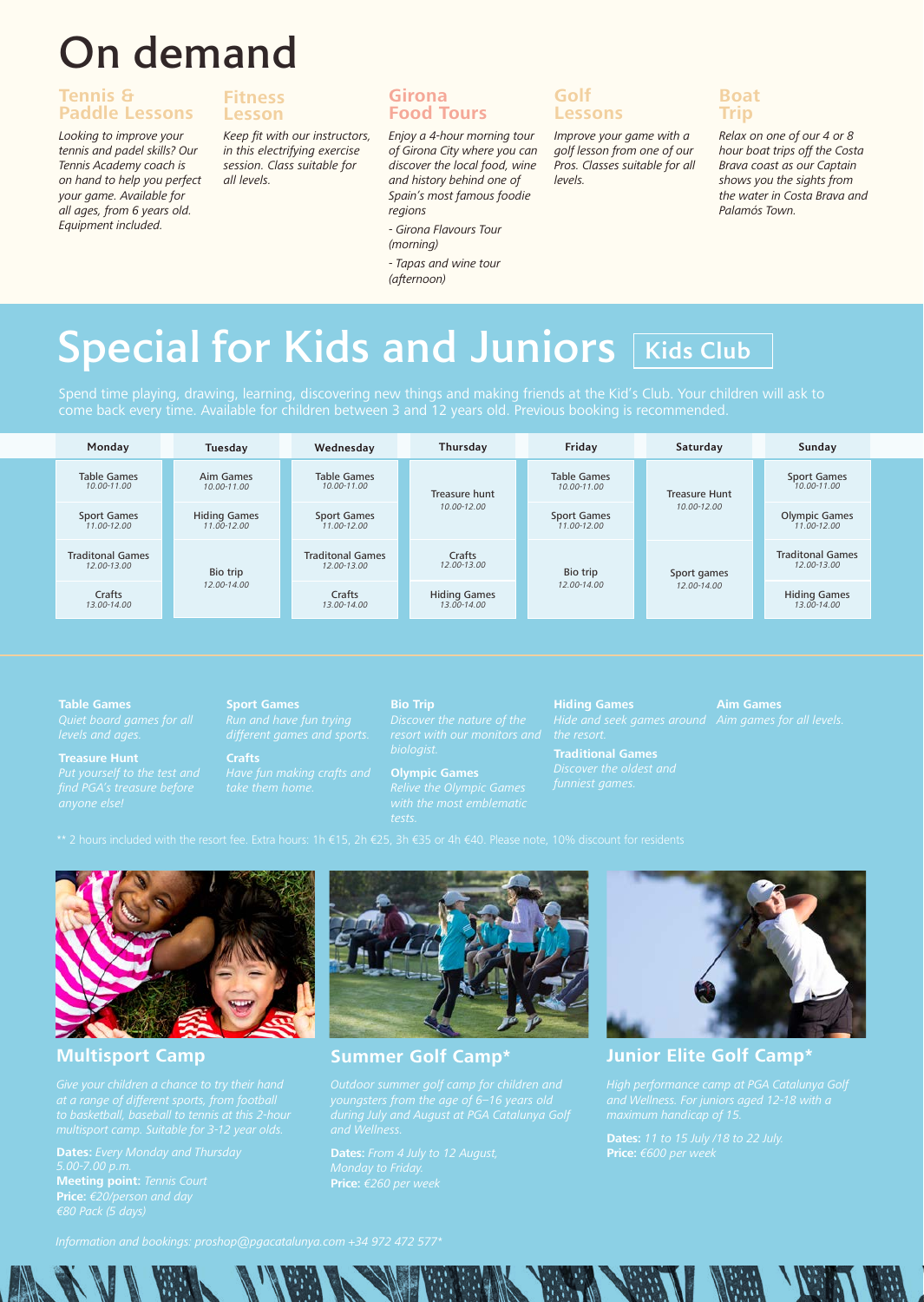# On demand

### Tennis & Paddle Lessons

*Looking to improve your tennis and padel skills? Our Tennis Academy coach is on hand to help you perfect your game. Available for all ages, from 6 years old. Equipment included.*

### Fitness Lesson

*Keep fit with our instructors, in this electrifying exercise session. Class suitable for all levels.*

### Girona Food Tours

*Enjoy a 4-hour morning tour of Girona City where you can discover the local food, wine and history behind one of Spain's most famous foodie regions*

*- Girona Flavours Tour (morning)*

*- Tapas and wine tour (afternoon)*

### Golf Lessons

*Improve your game with a golf lesson from one of our Pros. Classes suitable for all levels.*

### Boat Trip

*Relax on one of our 4 or 8 hour boat trips off the Costa Brava coast as our Captain shows you the sights from the water in Costa Brava and Palamós Town.*

# Special for Kids and Juniors — Kids Club

Spend time playing, drawing, learning, discovering new things and making friends at the Kid's Club. Your children will ask to come back every time. Available for children between 3 and 12 years old. Previous booking is recommended.

| Monday | Tuesday | Wednesday | Thursday | Friday | Saturday | Sunday |
|---|---|---|---|---|---|---|
| Table Games 10.00-11.00 | Aim Games 10.00-11.00 | Table Games 10.00-11.00 | Treasure hunt 10.00-12.00 | Table Games 10.00-11.00 | Treasure Hunt 10.00-12.00 | Sport Games 10.00-11.00 |
| Sport Games 11.00-12.00 | Hiding Games 11.00-12.00 | Sport Games 11.00-12.00 | | Sport Games 11.00-12.00 | | Olympic Games 11.00-12.00 |
| Traditonal Games 12.00-13.00 | Bio trip 12.00-14.00 | Traditonal Games 12.00-13.00 | Crafts 12.00-13.00 | Bio trip 12.00-14.00 | Sport games 12.00-14.00 | Traditonal Games 12.00-13.00 |
| Crafts 13.00-14.00 | | Crafts 13.00-14.00 | Hiding Games 13.00-14.00 | | | Hiding Games 13.00-14.00 |

**Table Games**
*Quiet board games for all levels and ages.*

**Treasure Hunt**
*Put yourself to the test and find PGA's treasure before anyone else!*

**Sport Games**
*Run and have fun trying different games and sports.*

**Crafts**
*Have fun making crafts and take them home.*

**Bio Trip**
*Discover the nature of the resort with our monitors and biologist.*

**Olympic Games**
*Relive the Olympic Games with the most emblematic tests.*

**Hiding Games**
*Hide and seek games around the resort.*

**Traditional Games**
*Discover the oldest and funniest games.*

**Aim Games**
*Aim games for all levels.*

** 2 hours included with the resort fee. Extra hours: 1h €15, 2h €25, 3h €35 or 4h €40. Please note, 10% discount for residents

## Multisport Camp

*Give your children a chance to try their hand at a range of different sports, from football to basketball, baseball to tennis at this 2-hour multisport camp. Suitable for 3-12 year olds.*

**Dates:** *Every Monday and Thursday 5.00-7.00 p.m.*
**Meeting point:** *Tennis Court*
**Price:** *€20/person and day €80 Pack (5 days)*

## Summer Golf Camp*

*Outdoor summer golf camp for children and youngsters from the age of 6–16 years old during July and August at PGA Catalunya Golf and Wellness.*

**Dates:** *From 4 July to 12 August, Monday to Friday.*
**Price:** *€260 per week*

## Junior Elite Golf Camp*

*High performance camp at PGA Catalunya Golf and Wellness. For juniors aged 12-18 with a maximum handicap of 15.*

**Dates:** *11 to 15 July /18 to 22 July.*
**Price:** *€600 per week*

*Information and bookings: proshop@pgacatalunya.com +34 972 472 577**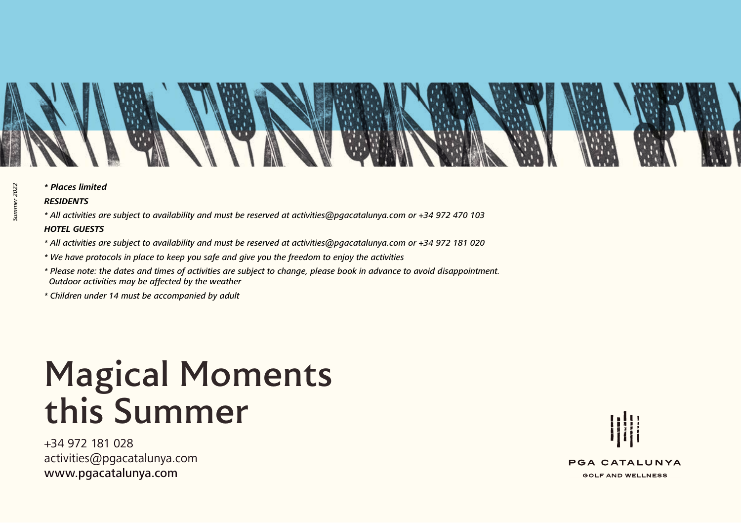*\* Places limited*

***RESIDENTS***

*\* All activities are subject to availability and must be reserved at activities@pgacatalunya.com or +34 972 470 103*

***HOTEL GUESTS***

*\* All activities are subject to availability and must be reserved at activities@pgacatalunya.com or +34 972 181 020*

*\* We have protocols in place to keep you safe and give you the freedom to enjoy the activities*

*\* Please note: the dates and times of activities are subject to change, please book in advance to avoid disappointment. Outdoor activities may be affected by the weather*

*\* Children under 14 must be accompanied by adult*

# Magical Moments this Summer

+34 972 181 028
activities@pgacatalunya.com
www.pgacatalunya.com

PGA CATALUNYA
GOLF AND WELLNESS